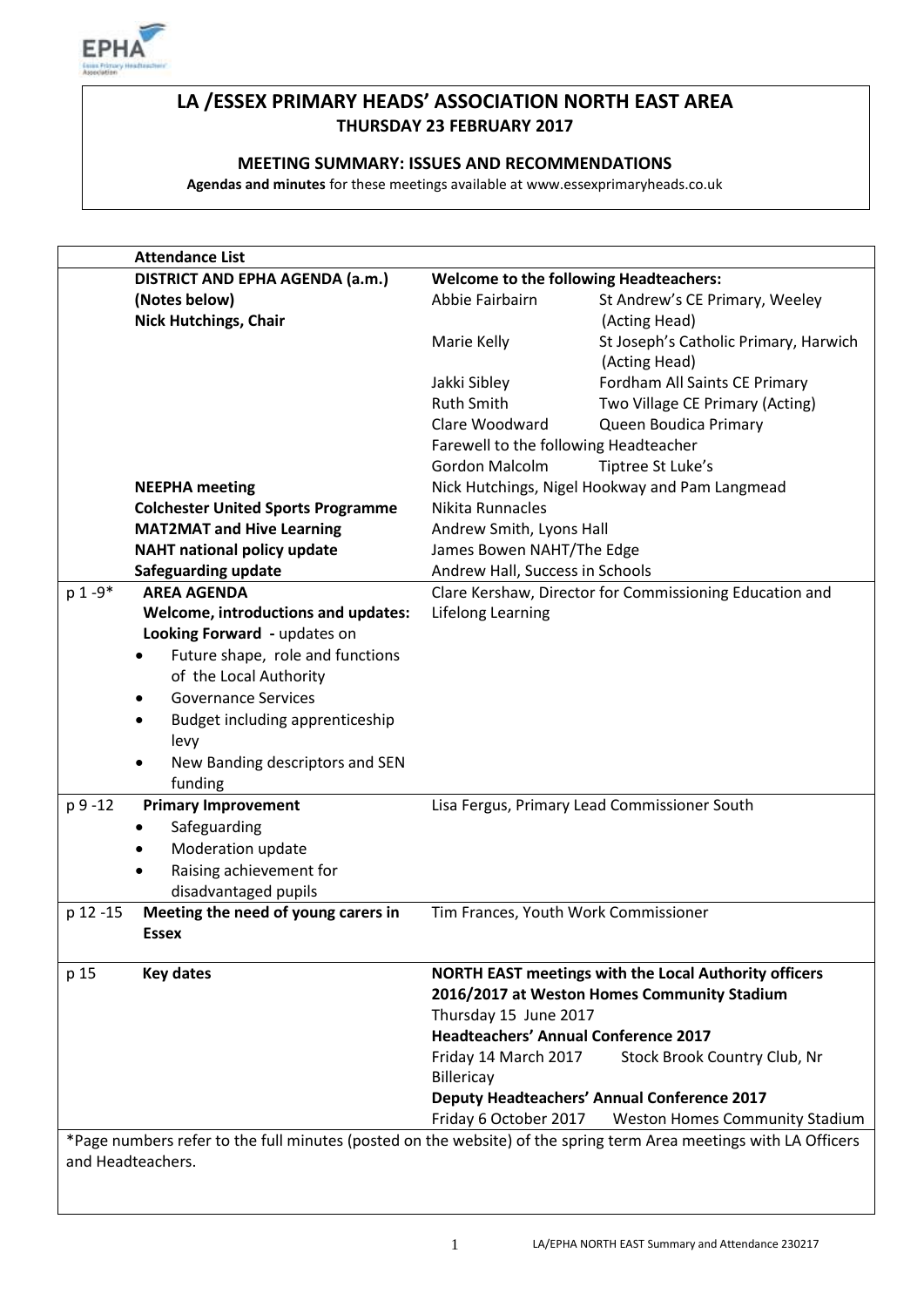# LA /ESSEX PRIMARY HEADS' ASSOCIATION NORTH EAST AREA

**THURSDAY 23 FEBRUARY 2017**

**MEETING SUMMARY: ISSUES AND RECOMMENDATIONS**

**Agendas and minutes** for these meetings available at www.essexprimaryheads.co.uk

| | **Attendance List** | | |
|---|---|---|---|
| | **DISTRICT AND EPHA AGENDA (a.m.)** **(Notes below)** **Nick Hutchings, Chair** | **Welcome to the following Headteachers:** | |
| | | Abbie Fairbairn | St Andrew's CE Primary, Weeley (Acting Head) |
| | | Marie Kelly | St Joseph's Catholic Primary, Harwich (Acting Head) |
| | | Jakki Sibley | Fordham All Saints CE Primary |
| | | Ruth Smith | Two Village CE Primary (Acting) |
| | | Clare Woodward | Queen Boudica Primary |
| | | Farewell to the following Headteacher | |
| | | Gordon Malcolm | Tiptree St Luke's |
| | **NEEPHA meeting** | Nick Hutchings, Nigel Hookway and Pam Langmead | |
| | **Colchester United Sports Programme** | Nikita Runnacles | |
| | **MAT2MAT and Hive Learning** | Andrew Smith, Lyons Hall | |
| | **NAHT national policy update** | James Bowen NAHT/The Edge | |
| | **Safeguarding update** | Andrew Hall, Success in Schools | |
| p 1 -9* | **AREA AGENDA** **Welcome, introductions and updates:** **Looking Forward -** updates on<br>• Future shape, role and functions of the Local Authority<br>• Governance Services<br>• Budget including apprenticeship levy<br>• New Banding descriptors and SEN funding | Clare Kershaw, Director for Commissioning Education and Lifelong Learning | |
| p 9 -12 | **Primary Improvement**<br>• Safeguarding<br>• Moderation update<br>• Raising achievement for disadvantaged pupils | Lisa Fergus, Primary Lead Commissioner South | |
| p 12 -15 | **Meeting the need of young carers in Essex** | Tim Frances, Youth Work Commissioner | |
| p 15 | **Key dates** | **NORTH EAST meetings with the Local Authority officers 2016/2017 at Weston Homes Community Stadium** | |
| | | Thursday 15 June 2017 | |
| | | **Headteachers' Annual Conference 2017** | |
| | | Friday 14 March 2017 | Stock Brook Country Club, Nr Billericay |
| | | **Deputy Headteachers' Annual Conference 2017** | |
| | | Friday 6 October 2017 | Weston Homes Community Stadium |

*Page numbers refer to the full minutes (posted on the website) of the spring term Area meetings with LA Officers and Headteachers.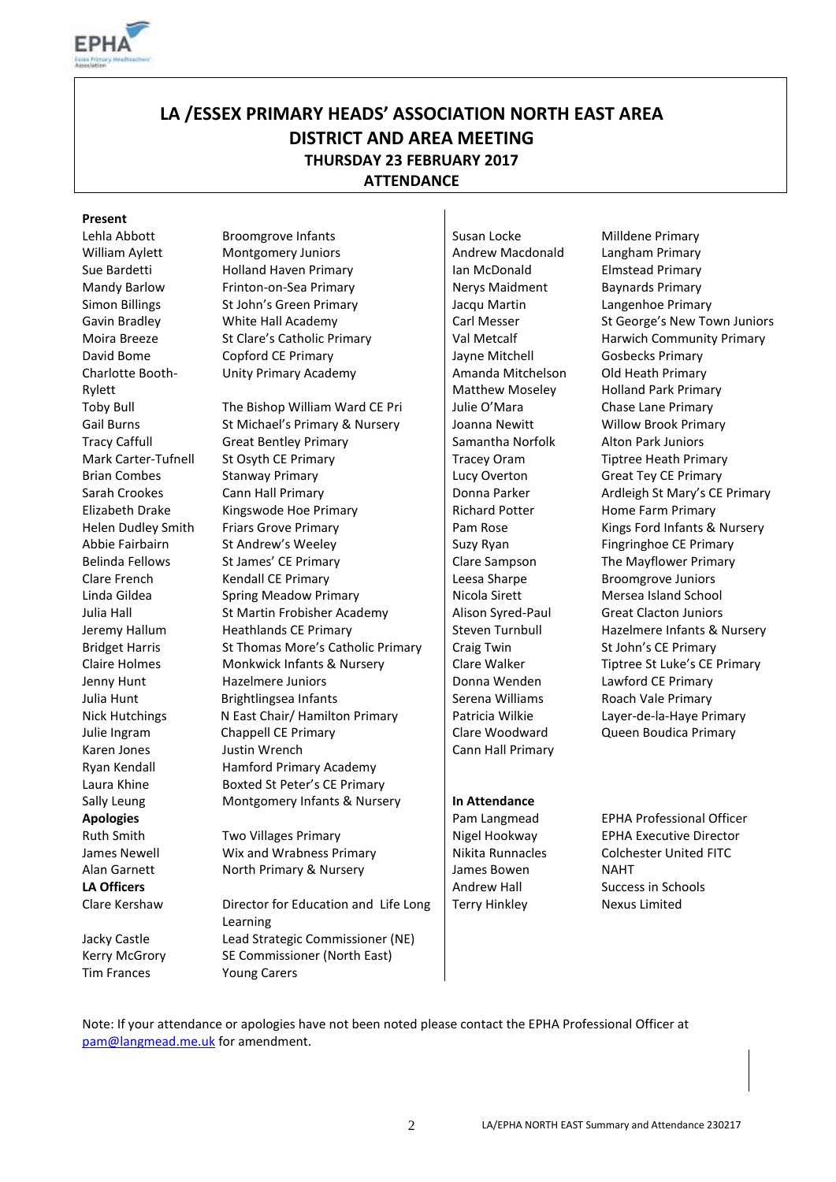# LA /ESSEX PRIMARY HEADS' ASSOCIATION NORTH EAST AREA
# DISTRICT AND AREA MEETING
## THURSDAY 23 FEBRUARY 2017
## ATTENDANCE

**Present**

| | |
|---|---|
| Lehla Abbott | Broomgrove Infants |
| William Aylett | Montgomery Juniors |
| Sue Bardetti | Holland Haven Primary |
| Mandy Barlow | Frinton-on-Sea Primary |
| Simon Billings | St John's Green Primary |
| Gavin Bradley | White Hall Academy |
| Moira Breeze | St Clare's Catholic Primary |
| David Bome | Copford CE Primary |
| Charlotte Booth-Rylett | Unity Primary Academy |
| Toby Bull | The Bishop William Ward CE Pri |
| Gail Burns | St Michael's Primary & Nursery |
| Tracy Caffull | Great Bentley Primary |
| Mark Carter-Tufnell | St Osyth CE Primary |
| Brian Combes | Stanway Primary |
| Sarah Crookes | Cann Hall Primary |
| Elizabeth Drake | Kingswode Hoe Primary |
| Helen Dudley Smith | Friars Grove Primary |
| Abbie Fairbairn | St Andrew's Weeley |
| Belinda Fellows | St James' CE Primary |
| Clare French | Kendall CE Primary |
| Linda Gildea | Spring Meadow Primary |
| Julia Hall | St Martin Frobisher Academy |
| Jeremy Hallum | Heathlands CE Primary |
| Bridget Harris | St Thomas More's Catholic Primary |
| Claire Holmes | Monkwick Infants & Nursery |
| Jenny Hunt | Hazelmere Juniors |
| Julia Hunt | Brightlingsea Infants |
| Nick Hutchings | N East Chair/ Hamilton Primary |
| Julie Ingram | Chappell CE Primary |
| Karen Jones | Justin Wrench |
| Ryan Kendall | Hamford Primary Academy |
| Laura Khine | Boxted St Peter's CE Primary |
| Sally Leung | Montgomery Infants & Nursery |
| Susan Locke | Milldene Primary |
| Andrew Macdonald | Langham Primary |
| Ian McDonald | Elmstead Primary |
| Nerys Maidment | Baynards Primary |
| Jacqu Martin | Langenhoe Primary |
| Carl Messer | St George's New Town Juniors |
| Val Metcalf | Harwich Community Primary |
| Jayne Mitchell | Gosbecks Primary |
| Amanda Mitchelson | Old Heath Primary |
| Matthew Moseley | Holland Park Primary |
| Julie O'Mara | Chase Lane Primary |
| Joanna Newitt | Willow Brook Primary |
| Samantha Norfolk | Alton Park Juniors |
| Tracey Oram | Tiptree Heath Primary |
| Lucy Overton | Great Tey CE Primary |
| Donna Parker | Ardleigh St Mary's CE Primary |
| Richard Potter | Home Farm Primary |
| Pam Rose | Kings Ford Infants & Nursery |
| Suzy Ryan | Fingringhoe CE Primary |
| Clare Sampson | The Mayflower Primary |
| Leesa Sharpe | Broomgrove Juniors |
| Nicola Sirett | Mersea Island School |
| Alison Syred-Paul | Great Clacton Juniors |
| Steven Turnbull | Hazelmere Infants & Nursery |
| Craig Twin | St John's CE Primary |
| Clare Walker | Tiptree St Luke's CE Primary |
| Donna Wenden | Lawford CE Primary |
| Serena Williams | Roach Vale Primary |
| Patricia Wilkie | Layer-de-la-Haye Primary |
| Clare Woodward | Queen Boudica Primary |
| Cann Hall Primary | |

**Apologies**

| | |
|---|---|
| Ruth Smith | Two Villages Primary |
| James Newell | Wix and Wrabness Primary |
| Alan Garnett | North Primary & Nursery |

**LA Officers**

| | |
|---|---|
| Clare Kershaw | Director for Education and Life Long Learning |
| Jacky Castle | Lead Strategic Commissioner (NE) |
| Kerry McGrory | SE Commissioner (North East) |
| Tim Frances | Young Carers |

**In Attendance**

| | |
|---|---|
| Pam Langmead | EPHA Professional Officer |
| Nigel Hookway | EPHA Executive Director |
| Nikita Runnacles | Colchester United FITC |
| James Bowen | NAHT |
| Andrew Hall | Success in Schools |
| Terry Hinkley | Nexus Limited |

Note: If your attendance or apologies have not been noted please contact the EPHA Professional Officer at pam@langmead.me.uk for amendment.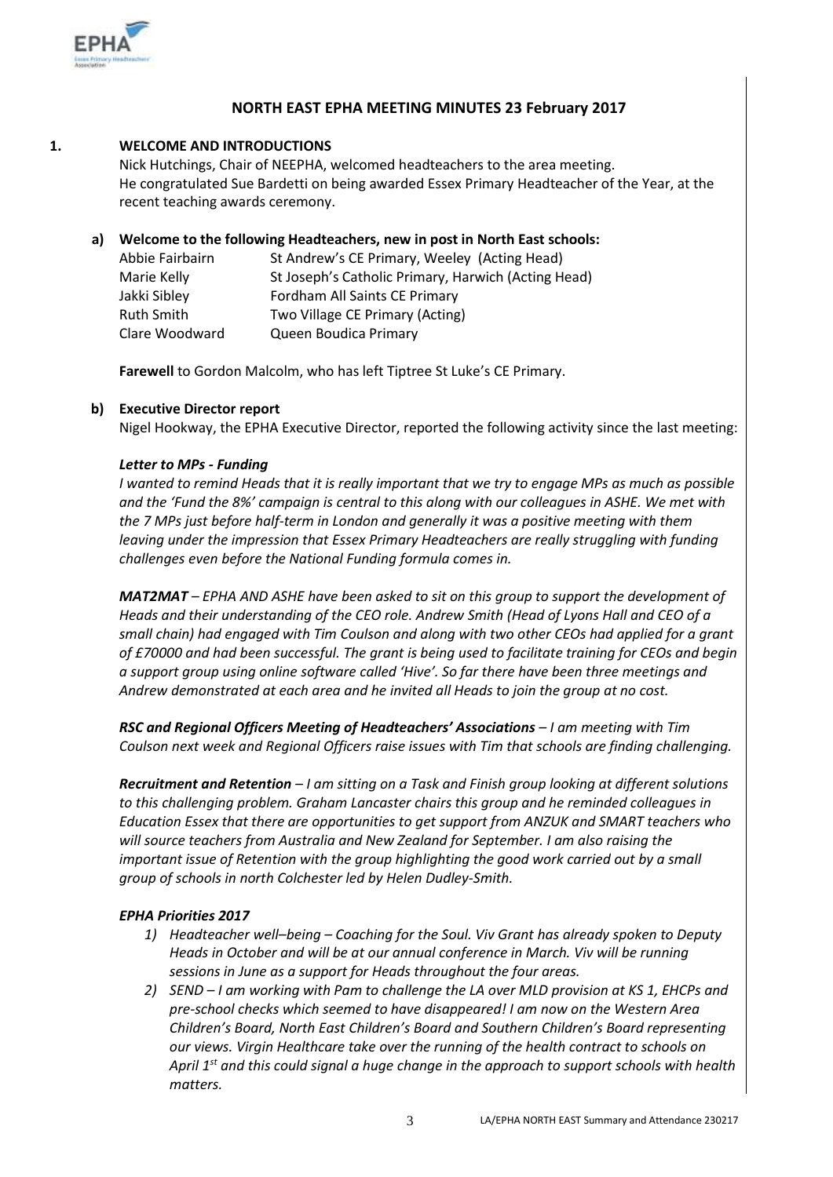## NORTH EAST EPHA MEETING MINUTES 23 February 2017

**1. WELCOME AND INTRODUCTIONS**

Nick Hutchings, Chair of NEEPHA, welcomed headteachers to the area meeting.
He congratulated Sue Bardetti on being awarded Essex Primary Headteacher of the Year, at the recent teaching awards ceremony.

**a) Welcome to the following Headteachers, new in post in North East schools:**

| | |
|---|---|
| Abbie Fairbairn | St Andrew's CE Primary, Weeley (Acting Head) |
| Marie Kelly | St Joseph's Catholic Primary, Harwich (Acting Head) |
| Jakki Sibley | Fordham All Saints CE Primary |
| Ruth Smith | Two Village CE Primary (Acting) |
| Clare Woodward | Queen Boudica Primary |

**Farewell** to Gordon Malcolm, who has left Tiptree St Luke's CE Primary.

**b) Executive Director report**

Nigel Hookway, the EPHA Executive Director, reported the following activity since the last meeting:

***Letter to MPs - Funding***

*I wanted to remind Heads that it is really important that we try to engage MPs as much as possible and the 'Fund the 8%' campaign is central to this along with our colleagues in ASHE. We met with the 7 MPs just before half-term in London and generally it was a positive meeting with them leaving under the impression that Essex Primary Headteachers are really struggling with funding challenges even before the National Funding formula comes in.*

***MAT2MAT** – EPHA AND ASHE have been asked to sit on this group to support the development of Heads and their understanding of the CEO role. Andrew Smith (Head of Lyons Hall and CEO of a small chain) had engaged with Tim Coulson and along with two other CEOs had applied for a grant of £70000 and had been successful. The grant is being used to facilitate training for CEOs and begin a support group using online software called 'Hive'. So far there have been three meetings and Andrew demonstrated at each area and he invited all Heads to join the group at no cost.*

***RSC and Regional Officers Meeting of Headteachers' Associations** – I am meeting with Tim Coulson next week and Regional Officers raise issues with Tim that schools are finding challenging.*

***Recruitment and Retention** – I am sitting on a Task and Finish group looking at different solutions to this challenging problem. Graham Lancaster chairs this group and he reminded colleagues in Education Essex that there are opportunities to get support from ANZUK and SMART teachers who will source teachers from Australia and New Zealand for September. I am also raising the important issue of Retention with the group highlighting the good work carried out by a small group of schools in north Colchester led by Helen Dudley-Smith.*

***EPHA Priorities 2017***

1) *Headteacher well–being – Coaching for the Soul. Viv Grant has already spoken to Deputy Heads in October and will be at our annual conference in March. Viv will be running sessions in June as a support for Heads throughout the four areas.*
2) *SEND – I am working with Pam to challenge the LA over MLD provision at KS 1, EHCPs and pre-school checks which seemed to have disappeared! I am now on the Western Area Children's Board, North East Children's Board and Southern Children's Board representing our views. Virgin Healthcare take over the running of the health contract to schools on April 1st and this could signal a huge change in the approach to support schools with health matters.*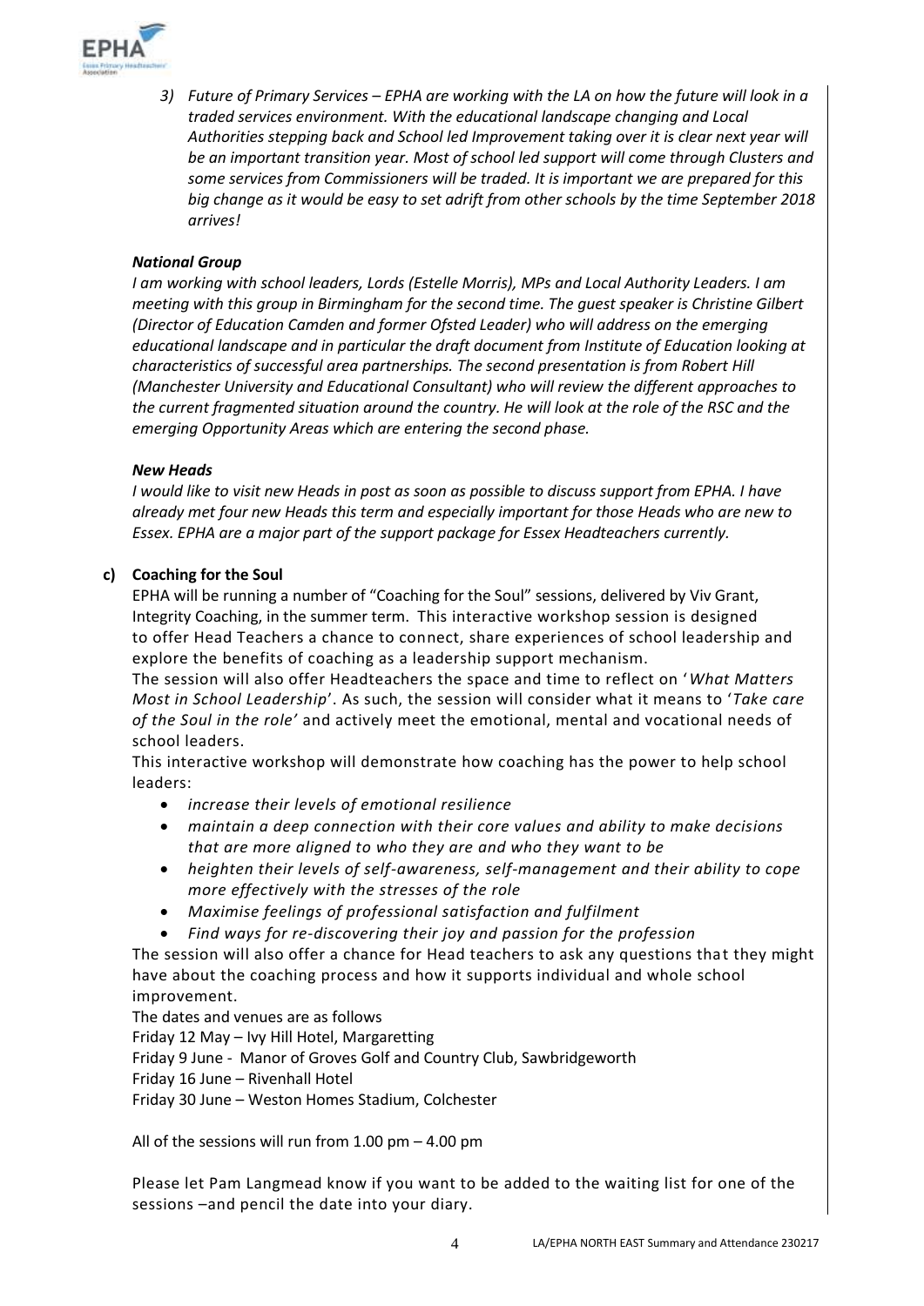*3) Future of Primary Services – EPHA are working with the LA on how the future will look in a traded services environment. With the educational landscape changing and Local Authorities stepping back and School led Improvement taking over it is clear next year will be an important transition year. Most of school led support will come through Clusters and some services from Commissioners will be traded. It is important we are prepared for this big change as it would be easy to set adrift from other schools by the time September 2018 arrives!*

***National Group***

*I am working with school leaders, Lords (Estelle Morris), MPs and Local Authority Leaders. I am meeting with this group in Birmingham for the second time. The guest speaker is Christine Gilbert (Director of Education Camden and former Ofsted Leader) who will address on the emerging educational landscape and in particular the draft document from Institute of Education looking at characteristics of successful area partnerships. The second presentation is from Robert Hill (Manchester University and Educational Consultant) who will review the different approaches to the current fragmented situation around the country. He will look at the role of the RSC and the emerging Opportunity Areas which are entering the second phase.*

***New Heads***

*I would like to visit new Heads in post as soon as possible to discuss support from EPHA. I have already met four new Heads this term and especially important for those Heads who are new to Essex. EPHA are a major part of the support package for Essex Headteachers currently.*

**c) Coaching for the Soul**

EPHA will be running a number of "Coaching for the Soul" sessions, delivered by Viv Grant, Integrity Coaching, in the summer term. This interactive workshop session is designed to offer Head Teachers a chance to connect, share experiences of school leadership and explore the benefits of coaching as a leadership support mechanism.

The session will also offer Headteachers the space and time to reflect on '*What Matters Most in School Leadership*'. As such, the session will consider what it means to '*Take care of the Soul in the role'* and actively meet the emotional, mental and vocational needs of school leaders.

This interactive workshop will demonstrate how coaching has the power to help school leaders:

- *increase their levels of emotional resilience*
- *maintain a deep connection with their core values and ability to make decisions that are more aligned to who they are and who they want to be*
- *heighten their levels of self-awareness, self-management and their ability to cope more effectively with the stresses of the role*
- *Maximise feelings of professional satisfaction and fulfilment*
- *Find ways for re-discovering their joy and passion for the profession*

The session will also offer a chance for Head teachers to ask any questions that they might have about the coaching process and how it supports individual and whole school improvement.

The dates and venues are as follows

Friday 12 May – Ivy Hill Hotel, Margaretting

Friday 9 June - Manor of Groves Golf and Country Club, Sawbridgeworth

Friday 16 June – Rivenhall Hotel

Friday 30 June – Weston Homes Stadium, Colchester

All of the sessions will run from 1.00 pm – 4.00 pm

Please let Pam Langmead know if you want to be added to the waiting list for one of the sessions –and pencil the date into your diary.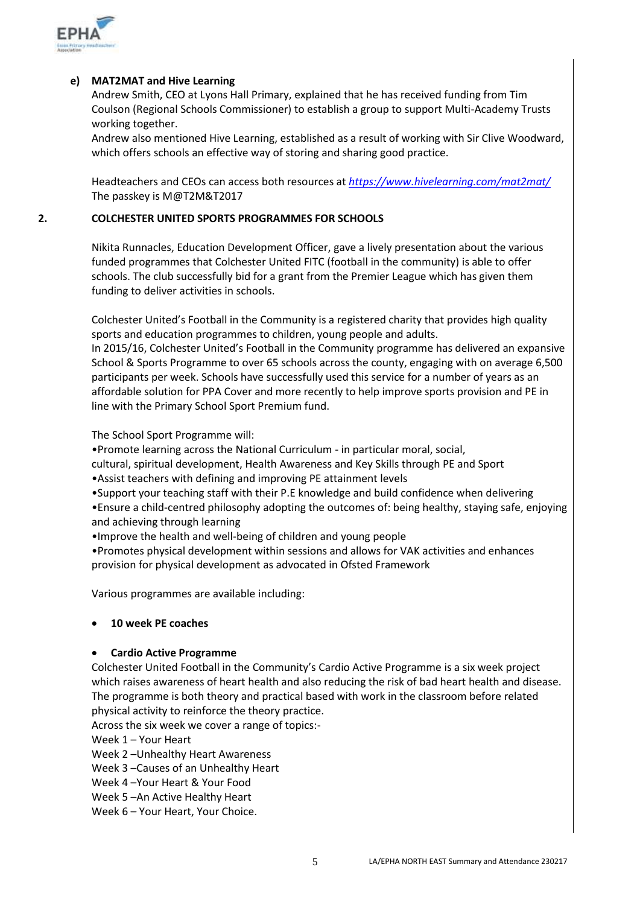**e) MAT2MAT and Hive Learning**

Andrew Smith, CEO at Lyons Hall Primary, explained that he has received funding from Tim Coulson (Regional Schools Commissioner) to establish a group to support Multi-Academy Trusts working together.

Andrew also mentioned Hive Learning, established as a result of working with Sir Clive Woodward, which offers schools an effective way of storing and sharing good practice.

Headteachers and CEOs can access both resources at *https://www.hivelearning.com/mat2mat/*
The passkey is M@T2M&T2017

## 2. COLCHESTER UNITED SPORTS PROGRAMMES FOR SCHOOLS

Nikita Runnacles, Education Development Officer, gave a lively presentation about the various funded programmes that Colchester United FITC (football in the community) is able to offer schools. The club successfully bid for a grant from the Premier League which has given them funding to deliver activities in schools.

Colchester United's Football in the Community is a registered charity that provides high quality sports and education programmes to children, young people and adults.
In 2015/16, Colchester United's Football in the Community programme has delivered an expansive School & Sports Programme to over 65 schools across the county, engaging with on average 6,500 participants per week. Schools have successfully used this service for a number of years as an affordable solution for PPA Cover and more recently to help improve sports provision and PE in line with the Primary School Sport Premium fund.

The School Sport Programme will:

•Promote learning across the National Curriculum - in particular moral, social, cultural, spiritual development, Health Awareness and Key Skills through PE and Sport
•Assist teachers with defining and improving PE attainment levels
•Support your teaching staff with their P.E knowledge and build confidence when delivering
•Ensure a child-centred philosophy adopting the outcomes of: being healthy, staying safe, enjoying and achieving through learning
•Improve the health and well-being of children and young people
•Promotes physical development within sessions and allows for VAK activities and enhances provision for physical development as advocated in Ofsted Framework

Various programmes are available including:

- **10 week PE coaches**

- **Cardio Active Programme**

Colchester United Football in the Community's Cardio Active Programme is a six week project which raises awareness of heart health and also reducing the risk of bad heart health and disease. The programme is both theory and practical based with work in the classroom before related physical activity to reinforce the theory practice.
Across the six week we cover a range of topics:-
Week 1 – Your Heart
Week 2 –Unhealthy Heart Awareness
Week 3 –Causes of an Unhealthy Heart
Week 4 –Your Heart & Your Food
Week 5 –An Active Healthy Heart
Week 6 – Your Heart, Your Choice.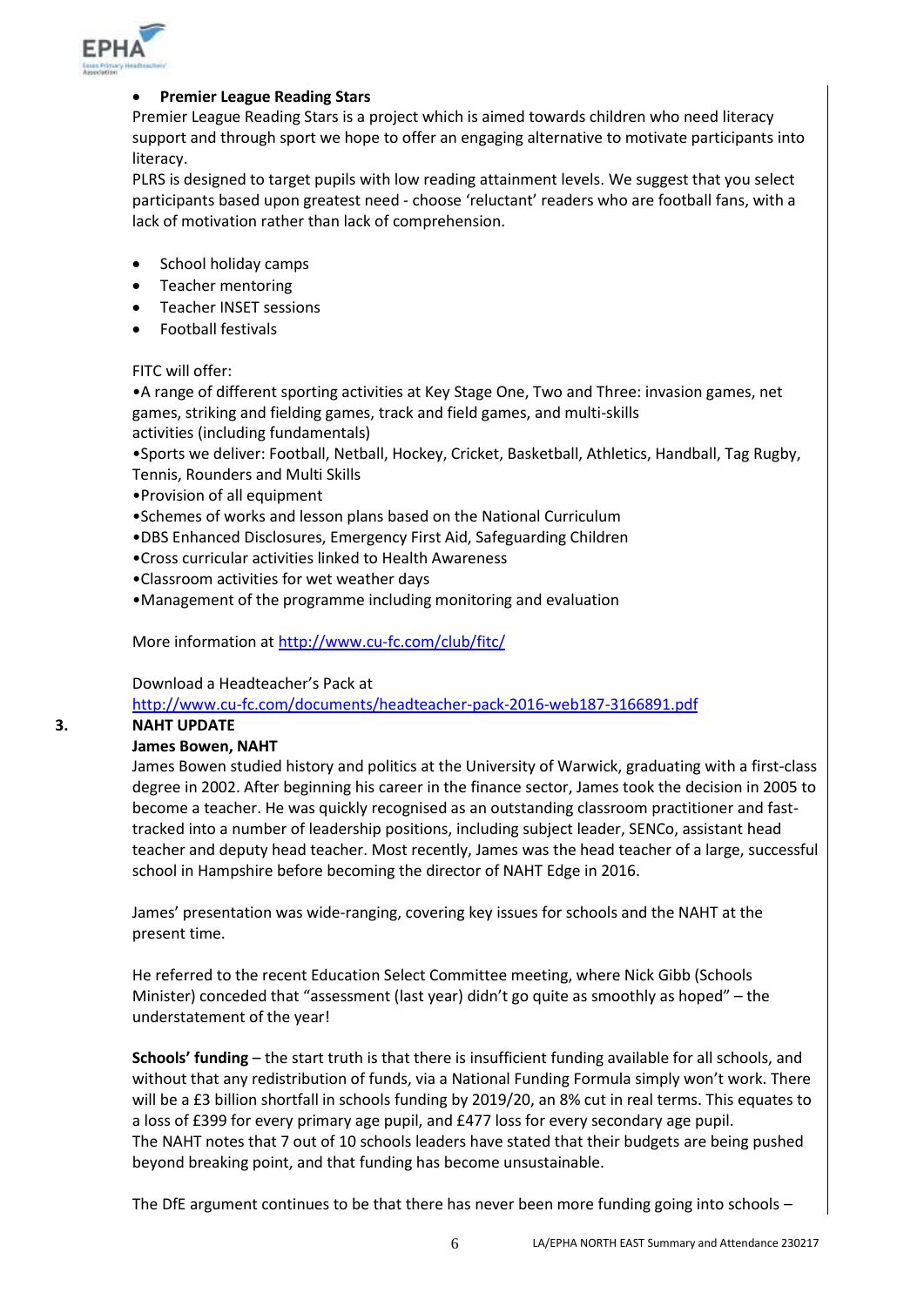- **Premier League Reading Stars**

Premier League Reading Stars is a project which is aimed towards children who need literacy support and through sport we hope to offer an engaging alternative to motivate participants into literacy.

PLRS is designed to target pupils with low reading attainment levels. We suggest that you select participants based upon greatest need - choose 'reluctant' readers who are football fans, with a lack of motivation rather than lack of comprehension.

- School holiday camps
- Teacher mentoring
- Teacher INSET sessions
- Football festivals

FITC will offer:

•A range of different sporting activities at Key Stage One, Two and Three: invasion games, net games, striking and fielding games, track and field games, and multi-skills activities (including fundamentals)
•Sports we deliver: Football, Netball, Hockey, Cricket, Basketball, Athletics, Handball, Tag Rugby, Tennis, Rounders and Multi Skills
•Provision of all equipment
•Schemes of works and lesson plans based on the National Curriculum
•DBS Enhanced Disclosures, Emergency First Aid, Safeguarding Children
•Cross curricular activities linked to Health Awareness
•Classroom activities for wet weather days
•Management of the programme including monitoring and evaluation

More information at http://www.cu-fc.com/club/fitc/

Download a Headteacher's Pack at
http://www.cu-fc.com/documents/headteacher-pack-2016-web187-3166891.pdf

**3. NAHT UPDATE**

**James Bowen, NAHT**

James Bowen studied history and politics at the University of Warwick, graduating with a first-class degree in 2002. After beginning his career in the finance sector, James took the decision in 2005 to become a teacher. He was quickly recognised as an outstanding classroom practitioner and fast-tracked into a number of leadership positions, including subject leader, SENCo, assistant head teacher and deputy head teacher. Most recently, James was the head teacher of a large, successful school in Hampshire before becoming the director of NAHT Edge in 2016.

James' presentation was wide-ranging, covering key issues for schools and the NAHT at the present time.

He referred to the recent Education Select Committee meeting, where Nick Gibb (Schools Minister) conceded that "assessment (last year) didn't go quite as smoothly as hoped" – the understatement of the year!

**Schools' funding** – the start truth is that there is insufficient funding available for all schools, and without that any redistribution of funds, via a National Funding Formula simply won't work. There will be a £3 billion shortfall in schools funding by 2019/20, an 8% cut in real terms. This equates to a loss of £399 for every primary age pupil, and £477 loss for every secondary age pupil.
The NAHT notes that 7 out of 10 schools leaders have stated that their budgets are being pushed beyond breaking point, and that funding has become unsustainable.

The DfE argument continues to be that there has never been more funding going into schools –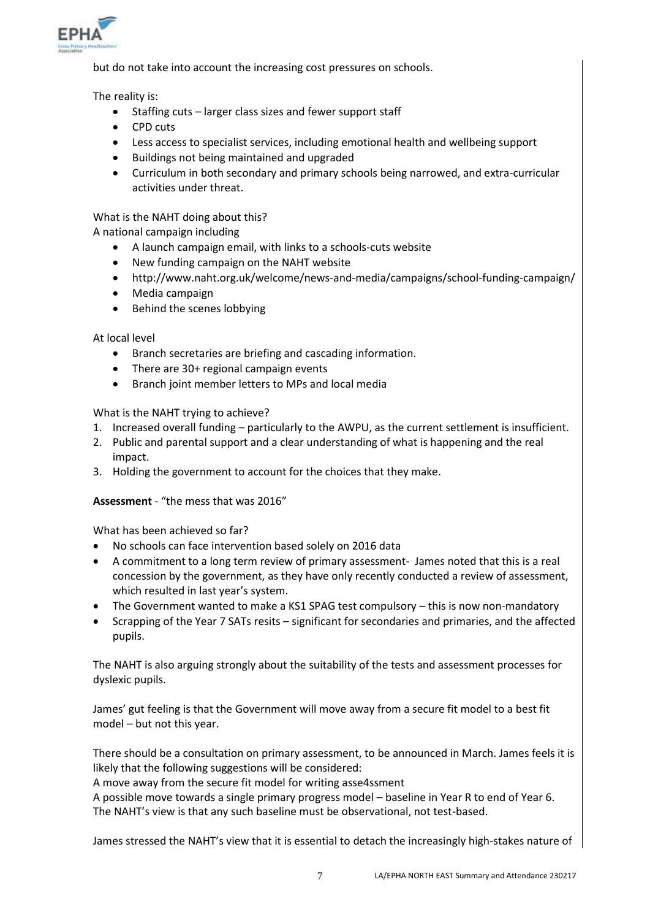but do not take into account the increasing cost pressures on schools.

The reality is:

- Staffing cuts – larger class sizes and fewer support staff
- CPD cuts
- Less access to specialist services, including emotional health and wellbeing support
- Buildings not being maintained and upgraded
- Curriculum in both secondary and primary schools being narrowed, and extra-curricular activities under threat.

What is the NAHT doing about this?
A national campaign including

- A launch campaign email, with links to a schools-cuts website
- New funding campaign on the NAHT website
- http://www.naht.org.uk/welcome/news-and-media/campaigns/school-funding-campaign/
- Media campaign
- Behind the scenes lobbying

At local level

- Branch secretaries are briefing and cascading information.
- There are 30+ regional campaign events
- Branch joint member letters to MPs and local media

What is the NAHT trying to achieve?

1. Increased overall funding – particularly to the AWPU, as the current settlement is insufficient.
2. Public and parental support and a clear understanding of what is happening and the real impact.
3. Holding the government to account for the choices that they make.

**Assessment** - "the mess that was 2016"

What has been achieved so far?

- No schools can face intervention based solely on 2016 data
- A commitment to a long term review of primary assessment- James noted that this is a real concession by the government, as they have only recently conducted a review of assessment, which resulted in last year's system.
- The Government wanted to make a KS1 SPAG test compulsory – this is now non-mandatory
- Scrapping of the Year 7 SATs resits – significant for secondaries and primaries, and the affected pupils.

The NAHT is also arguing strongly about the suitability of the tests and assessment processes for dyslexic pupils.

James' gut feeling is that the Government will move away from a secure fit model to a best fit model – but not this year.

There should be a consultation on primary assessment, to be announced in March. James feels it is likely that the following suggestions will be considered:
A move away from the secure fit model for writing asse4ssment
A possible move towards a single primary progress model – baseline in Year R to end of Year 6.
The NAHT's view is that any such baseline must be observational, not test-based.

James stressed the NAHT's view that it is essential to detach the increasingly high-stakes nature of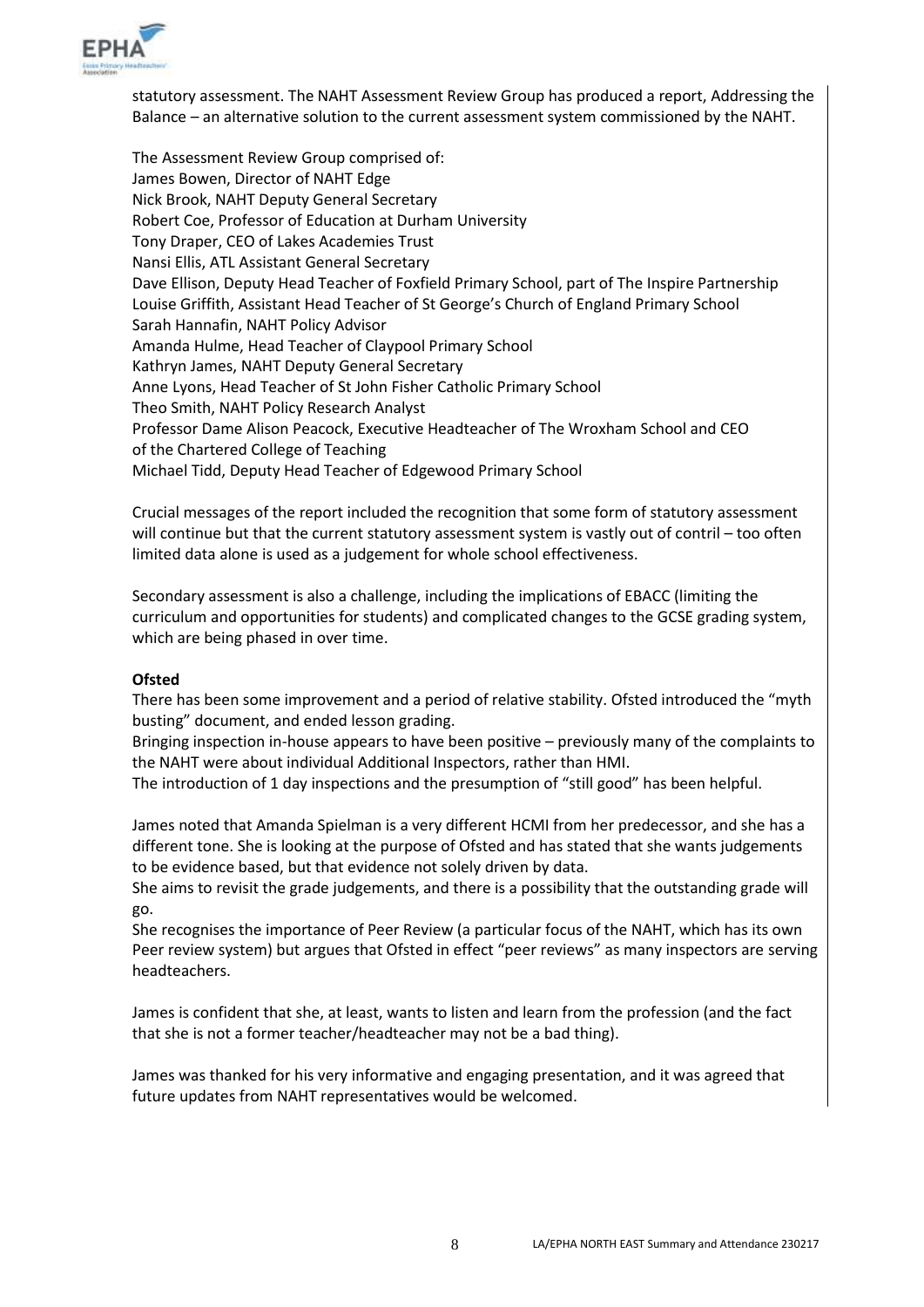statutory assessment. The NAHT Assessment Review Group has produced a report, Addressing the Balance – an alternative solution to the current assessment system commissioned by the NAHT.

The Assessment Review Group comprised of:
James Bowen, Director of NAHT Edge
Nick Brook, NAHT Deputy General Secretary
Robert Coe, Professor of Education at Durham University
Tony Draper, CEO of Lakes Academies Trust
Nansi Ellis, ATL Assistant General Secretary
Dave Ellison, Deputy Head Teacher of Foxfield Primary School, part of The Inspire Partnership
Louise Griffith, Assistant Head Teacher of St George's Church of England Primary School
Sarah Hannafin, NAHT Policy Advisor
Amanda Hulme, Head Teacher of Claypool Primary School
Kathryn James, NAHT Deputy General Secretary
Anne Lyons, Head Teacher of St John Fisher Catholic Primary School
Theo Smith, NAHT Policy Research Analyst
Professor Dame Alison Peacock, Executive Headteacher of The Wroxham School and CEO of the Chartered College of Teaching
Michael Tidd, Deputy Head Teacher of Edgewood Primary School

Crucial messages of the report included the recognition that some form of statutory assessment will continue but that the current statutory assessment system is vastly out of contril – too often limited data alone is used as a judgement for whole school effectiveness.

Secondary assessment is also a challenge, including the implications of EBACC (limiting the curriculum and opportunities for students) and complicated changes to the GCSE grading system, which are being phased in over time.

**Ofsted**

There has been some improvement and a period of relative stability. Ofsted introduced the "myth busting" document, and ended lesson grading.

Bringing inspection in-house appears to have been positive – previously many of the complaints to the NAHT were about individual Additional Inspectors, rather than HMI.

The introduction of 1 day inspections and the presumption of "still good" has been helpful.

James noted that Amanda Spielman is a very different HCMI from her predecessor, and she has a different tone. She is looking at the purpose of Ofsted and has stated that she wants judgements to be evidence based, but that evidence not solely driven by data.

She aims to revisit the grade judgements, and there is a possibility that the outstanding grade will go.

She recognises the importance of Peer Review (a particular focus of the NAHT, which has its own Peer review system) but argues that Ofsted in effect "peer reviews" as many inspectors are serving headteachers.

James is confident that she, at least, wants to listen and learn from the profession (and the fact that she is not a former teacher/headteacher may not be a bad thing).

James was thanked for his very informative and engaging presentation, and it was agreed that future updates from NAHT representatives would be welcomed.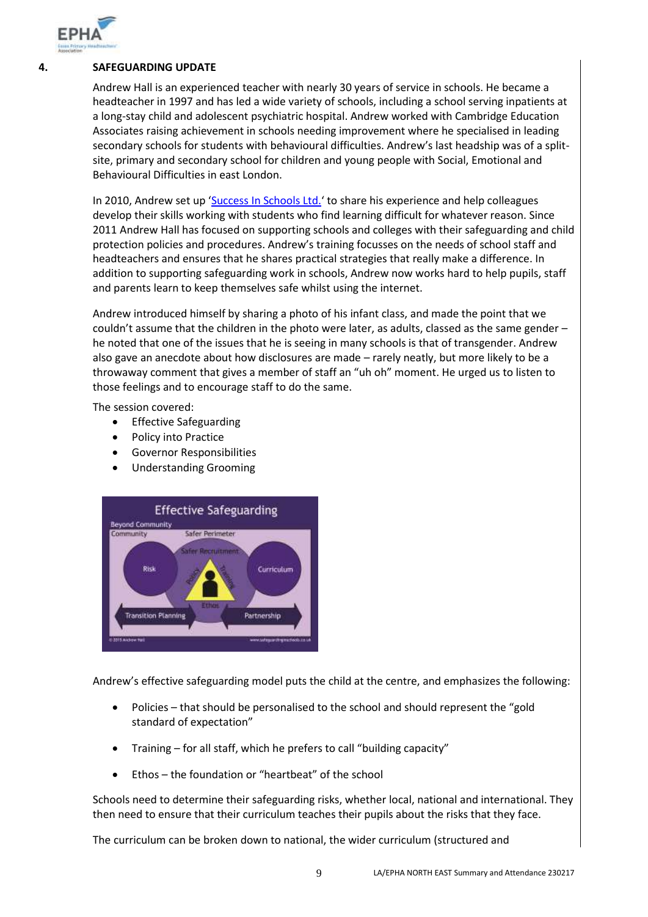## 4. SAFEGUARDING UPDATE

Andrew Hall is an experienced teacher with nearly 30 years of service in schools. He became a headteacher in 1997 and has led a wide variety of schools, including a school serving inpatients at a long-stay child and adolescent psychiatric hospital. Andrew worked with Cambridge Education Associates raising achievement in schools needing improvement where he specialised in leading secondary schools for students with behavioural difficulties. Andrew's last headship was of a split-site, primary and secondary school for children and young people with Social, Emotional and Behavioural Difficulties in east London.

In 2010, Andrew set up '[Success In Schools Ltd.](Success In Schools Ltd.)' to share his experience and help colleagues develop their skills working with students who find learning difficult for whatever reason. Since 2011 Andrew Hall has focused on supporting schools and colleges with their safeguarding and child protection policies and procedures. Andrew's training focusses on the needs of school staff and headteachers and ensures that he shares practical strategies that really make a difference. In addition to supporting safeguarding work in schools, Andrew now works hard to help pupils, staff and parents learn to keep themselves safe whilst using the internet.

Andrew introduced himself by sharing a photo of his infant class, and made the point that we couldn't assume that the children in the photo were later, as adults, classed as the same gender – he noted that one of the issues that he is seeing in many schools is that of transgender. Andrew also gave an anecdote about how disclosures are made – rarely neatly, but more likely to be a throwaway comment that gives a member of staff an "uh oh" moment. He urged us to listen to those feelings and to encourage staff to do the same.

The session covered:

- Effective Safeguarding
- Policy into Practice
- Governor Responsibilities
- Understanding Grooming

Effective Safeguarding

Beyond Community

Community

Safer Perimeter

Safer Recruitment

Risk

Policy

Training

Curriculum

Ethos

Transition Planning

Partnership

© 2015 Andrew Hall

www.safeguardinginschools.co.uk

Andrew's effective safeguarding model puts the child at the centre, and emphasizes the following:

- Policies – that should be personalised to the school and should represent the "gold standard of expectation"
- Training – for all staff, which he prefers to call "building capacity"
- Ethos – the foundation or "heartbeat" of the school

Schools need to determine their safeguarding risks, whether local, national and international. They then need to ensure that their curriculum teaches their pupils about the risks that they face.

The curriculum can be broken down to national, the wider curriculum (structured and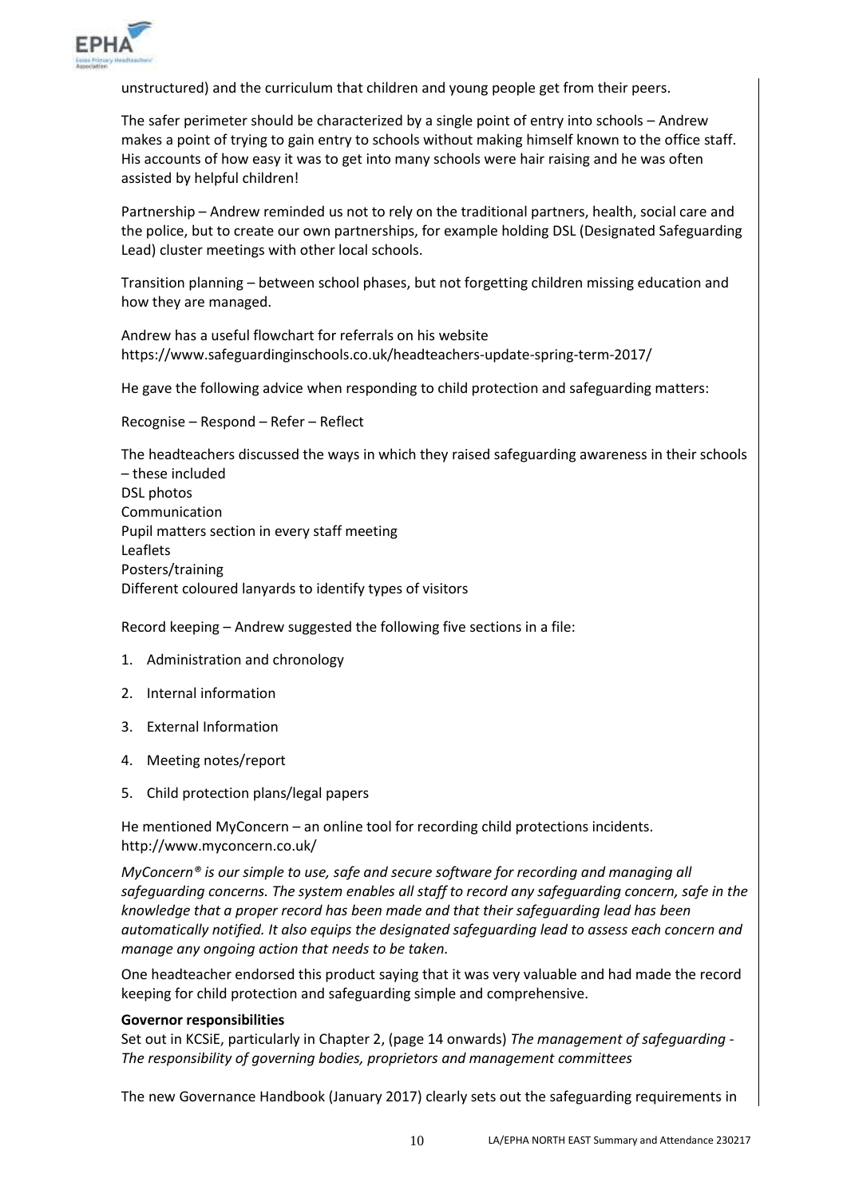unstructured) and the curriculum that children and young people get from their peers.

The safer perimeter should be characterized by a single point of entry into schools – Andrew makes a point of trying to gain entry to schools without making himself known to the office staff. His accounts of how easy it was to get into many schools were hair raising and he was often assisted by helpful children!

Partnership – Andrew reminded us not to rely on the traditional partners, health, social care and the police, but to create our own partnerships, for example holding DSL (Designated Safeguarding Lead) cluster meetings with other local schools.

Transition planning – between school phases, but not forgetting children missing education and how they are managed.

Andrew has a useful flowchart for referrals on his website https://www.safeguardinginschools.co.uk/headteachers-update-spring-term-2017/

He gave the following advice when responding to child protection and safeguarding matters:

Recognise – Respond – Refer – Reflect

The headteachers discussed the ways in which they raised safeguarding awareness in their schools – these included
DSL photos
Communication
Pupil matters section in every staff meeting
Leaflets
Posters/training
Different coloured lanyards to identify types of visitors

Record keeping – Andrew suggested the following five sections in a file:

1. Administration and chronology
2. Internal information
3. External Information
4. Meeting notes/report
5. Child protection plans/legal papers

He mentioned MyConcern – an online tool for recording child protections incidents. http://www.myconcern.co.uk/

*MyConcern® is our simple to use, safe and secure software for recording and managing all safeguarding concerns. The system enables all staff to record any safeguarding concern, safe in the knowledge that a proper record has been made and that their safeguarding lead has been automatically notified. It also equips the designated safeguarding lead to assess each concern and manage any ongoing action that needs to be taken.*

One headteacher endorsed this product saying that it was very valuable and had made the record keeping for child protection and safeguarding simple and comprehensive.

**Governor responsibilities**
Set out in KCSiE, particularly in Chapter 2, (page 14 onwards) *The management of safeguarding - The responsibility of governing bodies, proprietors and management committees*

The new Governance Handbook (January 2017) clearly sets out the safeguarding requirements in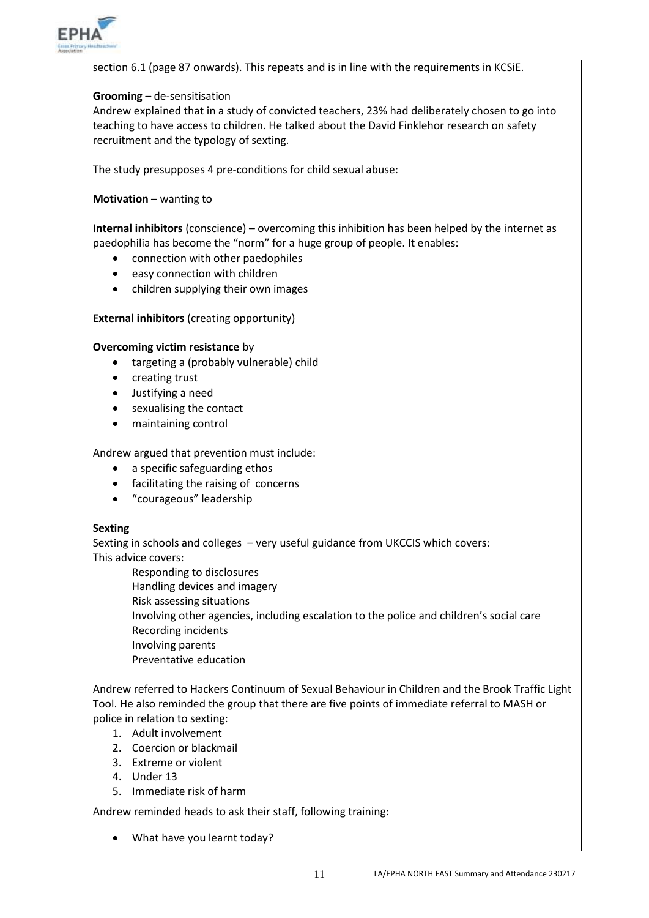section 6.1 (page 87 onwards). This repeats and is in line with the requirements in KCSiE.

**Grooming** – de-sensitisation

Andrew explained that in a study of convicted teachers, 23% had deliberately chosen to go into teaching to have access to children. He talked about the David Finklehor research on safety recruitment and the typology of sexting.

The study presupposes 4 pre-conditions for child sexual abuse:

**Motivation** – wanting to

**Internal inhibitors** (conscience) – overcoming this inhibition has been helped by the internet as paedophilia has become the "norm" for a huge group of people. It enables:

- connection with other paedophiles
- easy connection with children
- children supplying their own images

**External inhibitors** (creating opportunity)

**Overcoming victim resistance** by

- targeting a (probably vulnerable) child
- creating trust
- Justifying a need
- sexualising the contact
- maintaining control

Andrew argued that prevention must include:

- a specific safeguarding ethos
- facilitating the raising of concerns
- "courageous" leadership

**Sexting**

Sexting in schools and colleges – very useful guidance from UKCCIS which covers:
This advice covers:

Responding to disclosures
Handling devices and imagery
Risk assessing situations
Involving other agencies, including escalation to the police and children's social care
Recording incidents
Involving parents
Preventative education

Andrew referred to Hackers Continuum of Sexual Behaviour in Children and the Brook Traffic Light Tool. He also reminded the group that there are five points of immediate referral to MASH or police in relation to sexting:

1. Adult involvement
2. Coercion or blackmail
3. Extreme or violent
4. Under 13
5. Immediate risk of harm

Andrew reminded heads to ask their staff, following training:

- What have you learnt today?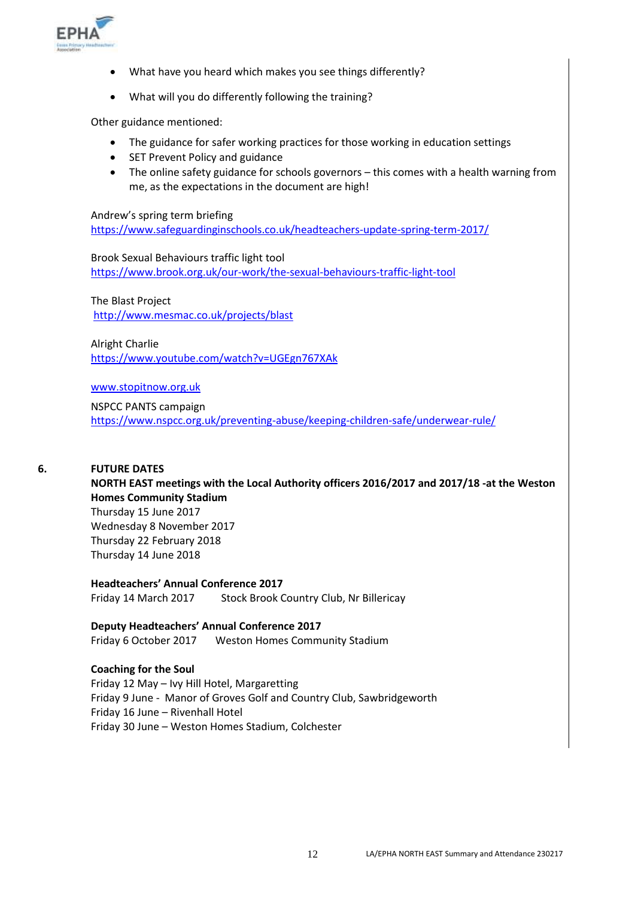- What have you heard which makes you see things differently?
- What will you do differently following the training?

Other guidance mentioned:

- The guidance for safer working practices for those working in education settings
- SET Prevent Policy and guidance
- The online safety guidance for schools governors – this comes with a health warning from me, as the expectations in the document are high!

Andrew's spring term briefing
https://www.safeguardinginschools.co.uk/headteachers-update-spring-term-2017/

Brook Sexual Behaviours traffic light tool
https://www.brook.org.uk/our-work/the-sexual-behaviours-traffic-light-tool

The Blast Project
http://www.mesmac.co.uk/projects/blast

Alright Charlie
https://www.youtube.com/watch?v=UGEgn767XAk

www.stopitnow.org.uk

NSPCC PANTS campaign
https://www.nspcc.org.uk/preventing-abuse/keeping-children-safe/underwear-rule/

## 6. FUTURE DATES

**NORTH EAST meetings with the Local Authority officers 2016/2017 and 2017/18 -at the Weston Homes Community Stadium**

Thursday 15 June 2017
Wednesday 8 November 2017
Thursday 22 February 2018
Thursday 14 June 2018

**Headteachers' Annual Conference 2017**
Friday 14 March 2017 Stock Brook Country Club, Nr Billericay

**Deputy Headteachers' Annual Conference 2017**
Friday 6 October 2017 Weston Homes Community Stadium

**Coaching for the Soul**
Friday 12 May – Ivy Hill Hotel, Margaretting
Friday 9 June - Manor of Groves Golf and Country Club, Sawbridgeworth
Friday 16 June – Rivenhall Hotel
Friday 30 June – Weston Homes Stadium, Colchester